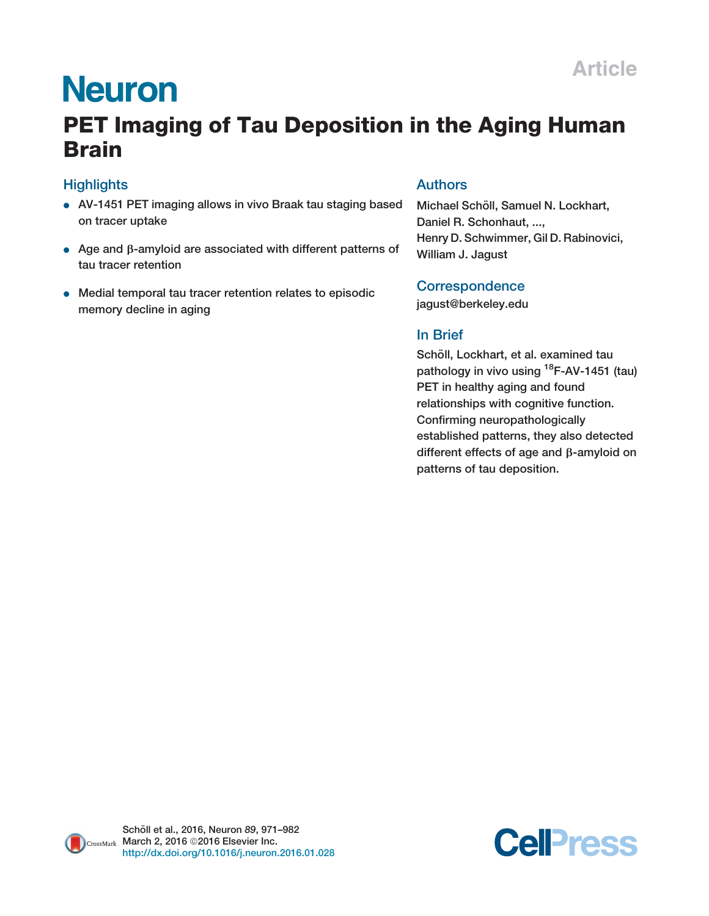Neuron

Article

# PET Imaging of Tau Deposition in the Aging Human Brain

## Highlights

- AV-1451 PET imaging allows in vivo Braak tau staging based on tracer uptake
- Age and β-amyloid are associated with different patterns of tau tracer retention
- Medial temporal tau tracer retention relates to episodic memory decline in aging

## Authors

Michael Schöll, Samuel N. Lockhart, Daniel R. Schonhaut, ..., Henry D. Schwimmer, Gil D. Rabinovici, William J. Jagust

## Correspondence

jagust@berkeley.edu

## In Brief

Schöll, Lockhart, et al. examined tau pathology in vivo using $^{18}$F-AV-1451 (tau) PET in healthy aging and found relationships with cognitive function. Confirming neuropathologically established patterns, they also detected different effects of age and β-amyloid on patterns of tau deposition.

Schöll et al., 2016, Neuron 89, 971–982
March 2, 2016 ©2016 Elsevier Inc.
http://dx.doi.org/10.1016/j.neuron.2016.01.028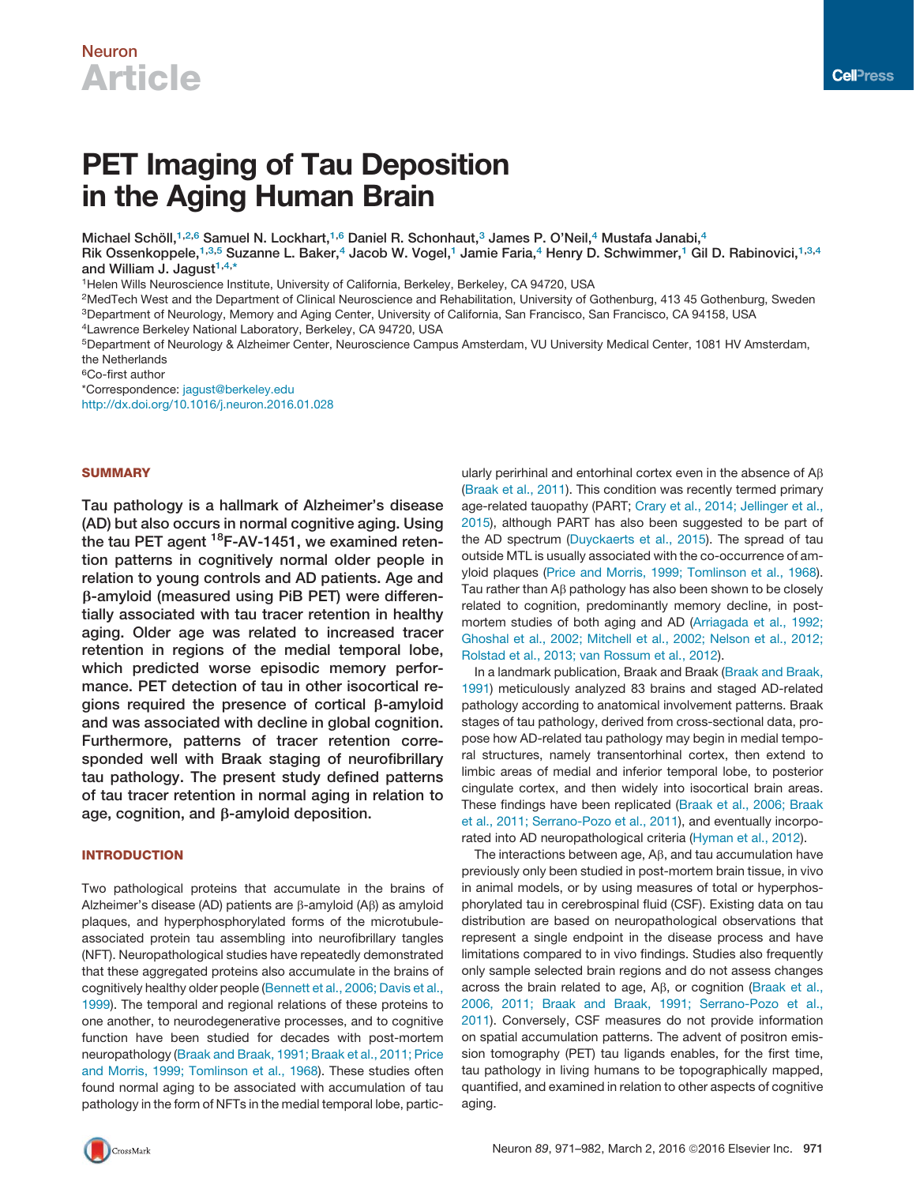Neuron

# Article

# PET Imaging of Tau Deposition in the Aging Human Brain

Michael Schöll,[1,2,6] Samuel N. Lockhart,[1,6] Daniel R. Schonhaut,[3] James P. O'Neil,[4] Mustafa Janabi,[4] Rik Ossenkoppele,[1,3,5] Suzanne L. Baker,[4] Jacob W. Vogel,[1] Jamie Faria,[4] Henry D. Schwimmer,[1] Gil D. Rabinovici,[1,3,4] and William J. Jagust[1,4,*]

[1]Helen Wills Neuroscience Institute, University of California, Berkeley, Berkeley, CA 94720, USA
[2]MedTech West and the Department of Clinical Neuroscience and Rehabilitation, University of Gothenburg, 413 45 Gothenburg, Sweden
[3]Department of Neurology, Memory and Aging Center, University of California, San Francisco, San Francisco, CA 94158, USA
[4]Lawrence Berkeley National Laboratory, Berkeley, CA 94720, USA
[5]Department of Neurology & Alzheimer Center, Neuroscience Campus Amsterdam, VU University Medical Center, 1081 HV Amsterdam, the Netherlands
[6]Co-first author
*Correspondence: jagust@berkeley.edu
http://dx.doi.org/10.1016/j.neuron.2016.01.028

## SUMMARY

**Tau pathology is a hallmark of Alzheimer's disease (AD) but also occurs in normal cognitive aging. Using the tau PET agent $^{18}$F-AV-1451, we examined retention patterns in cognitively normal older people in relation to young controls and AD patients. Age and β-amyloid (measured using PiB PET) were differentially associated with tau tracer retention in healthy aging. Older age was related to increased tracer retention in regions of the medial temporal lobe, which predicted worse episodic memory performance. PET detection of tau in other isocortical regions required the presence of cortical β-amyloid and was associated with decline in global cognition. Furthermore, patterns of tracer retention corresponded well with Braak staging of neurofibrillary tau pathology. The present study defined patterns of tau tracer retention in normal aging in relation to age, cognition, and β-amyloid deposition.**

## INTRODUCTION

Two pathological proteins that accumulate in the brains of Alzheimer's disease (AD) patients are β-amyloid (Aβ) as amyloid plaques, and hyperphosphorylated forms of the microtubule-associated protein tau assembling into neurofibrillary tangles (NFT). Neuropathological studies have repeatedly demonstrated that these aggregated proteins also accumulate in the brains of cognitively healthy older people (Bennett et al., 2006; Davis et al., 1999). The temporal and regional relations of these proteins to one another, to neurodegenerative processes, and to cognitive function have been studied for decades with post-mortem neuropathology (Braak and Braak, 1991; Braak et al., 2011; Price and Morris, 1999; Tomlinson et al., 1968). These studies often found normal aging to be associated with accumulation of tau pathology in the form of NFTs in the medial temporal lobe, particularly perirhinal and entorhinal cortex even in the absence of Aβ (Braak et al., 2011). This condition was recently termed primary age-related tauopathy (PART; Crary et al., 2014; Jellinger et al., 2015), although PART has also been suggested to be part of the AD spectrum (Duyckaerts et al., 2015). The spread of tau outside MTL is usually associated with the co-occurrence of amyloid plaques (Price and Morris, 1999; Tomlinson et al., 1968). Tau rather than Aβ pathology has also been shown to be closely related to cognition, predominantly memory decline, in post-mortem studies of both aging and AD (Arriagada et al., 1992; Ghoshal et al., 2002; Mitchell et al., 2002; Nelson et al., 2012; Rolstad et al., 2013; van Rossum et al., 2012).

In a landmark publication, Braak and Braak (Braak and Braak, 1991) meticulously analyzed 83 brains and staged AD-related pathology according to anatomical involvement patterns. Braak stages of tau pathology, derived from cross-sectional data, propose how AD-related tau pathology may begin in medial temporal structures, namely transentorhinal cortex, then extend to limbic areas of medial and inferior temporal lobe, to posterior cingulate cortex, and then widely into isocortical brain areas. These findings have been replicated (Braak et al., 2006; Braak et al., 2011; Serrano-Pozo et al., 2011), and eventually incorporated into AD neuropathological criteria (Hyman et al., 2012).

The interactions between age, Aβ, and tau accumulation have previously only been studied in post-mortem brain tissue, in vivo in animal models, or by using measures of total or hyperphosphorylated tau in cerebrospinal fluid (CSF). Existing data on tau distribution are based on neuropathological observations that represent a single endpoint in the disease process and have limitations compared to in vivo findings. Studies also frequently only sample selected brain regions and do not assess changes across the brain related to age, Aβ, or cognition (Braak et al., 2006, 2011; Braak and Braak, 1991; Serrano-Pozo et al., 2011). Conversely, CSF measures do not provide information on spatial accumulation patterns. The advent of positron emission tomography (PET) tau ligands enables, for the first time, tau pathology in living humans to be topographically mapped, quantified, and examined in relation to other aspects of cognitive aging.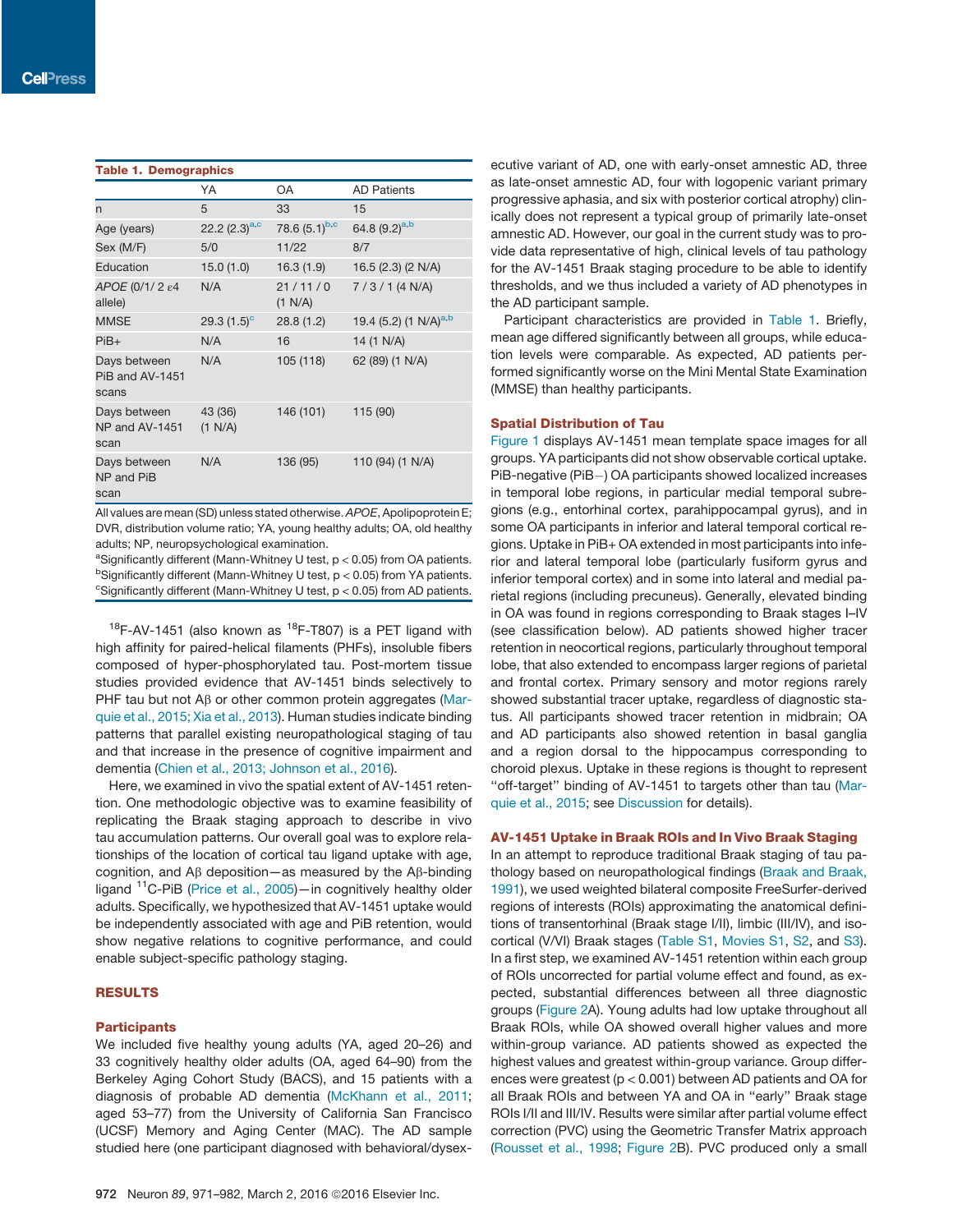**Table 1. Demographics**

| | YA | OA | AD Patients |
|---|---|---|---|
| n | 5 | 33 | 15 |
| Age (years) | 22.2 (2.3)[a,c] | 78.6 (5.1)[b,c] | 64.8 (9.2)[a,b] |
| Sex (M/F) | 5/0 | 11/22 | 8/7 |
| Education | 15.0 (1.0) | 16.3 (1.9) | 16.5 (2.3) (2 N/A) |
| *APOE* (0/1/ 2 ε4 allele) | N/A | 21 / 11 / 0 (1 N/A) | 7 / 3 / 1 (4 N/A) |
| MMSE | 29.3 (1.5)[c] | 28.8 (1.2) | 19.4 (5.2) (1 N/A)[a,b] |
| PiB+ | N/A | 16 | 14 (1 N/A) |
| Days between PiB and AV-1451 scans | N/A | 105 (118) | 62 (89) (1 N/A) |
| Days between NP and AV-1451 scan | 43 (36) (1 N/A) | 146 (101) | 115 (90) |
| Days between NP and PiB scan | N/A | 136 (95) | 110 (94) (1 N/A) |

All values are mean (SD) unless stated otherwise. *APOE*, Apolipoprotein E; DVR, distribution volume ratio; YA, young healthy adults; OA, old healthy adults; NP, neuropsychological examination.
[a]Significantly different (Mann-Whitney U test, $p < 0.05$) from OA patients.
[b]Significantly different (Mann-Whitney U test, $p < 0.05$) from YA patients.
[c]Significantly different (Mann-Whitney U test, $p < 0.05$) from AD patients.

$^{18}$F-AV-1451 (also known as $^{18}$F-T807) is a PET ligand with high affinity for paired-helical filaments (PHFs), insoluble fibers composed of hyper-phosphorylated tau. Post-mortem tissue studies provided evidence that AV-1451 binds selectively to PHF tau but not Aβ or other common protein aggregates (Marquie et al., 2015; Xia et al., 2013). Human studies indicate binding patterns that parallel existing neuropathological staging of tau and that increase in the presence of cognitive impairment and dementia (Chien et al., 2013; Johnson et al., 2016).

Here, we examined in vivo the spatial extent of AV-1451 retention. One methodologic objective was to examine feasibility of replicating the Braak staging approach to describe in vivo tau accumulation patterns. Our overall goal was to explore relationships between the location of cortical tau ligand uptake with age, cognition, and Aβ deposition—as measured by the Aβ-binding ligand $^{11}$C-PiB (Price et al., 2005)—in cognitively healthy older adults. Specifically, we hypothesized that AV-1451 uptake would be independently associated with age and PiB retention, would show negative relations to cognitive performance, and could enable subject-specific pathology staging.

## RESULTS

### Participants

We included five healthy young adults (YA, aged 20–26) and 33 cognitively healthy older adults (OA, aged 64–90) from the Berkeley Aging Cohort Study (BACS), and 15 patients with a diagnosis of probable AD dementia (McKhann et al., 2011; aged 53–77) from the University of California San Francisco (UCSF) Memory and Aging Center (MAC). The AD sample studied here (one participant diagnosed with behavioral/dysexecutive variant of AD, one with early-onset amnestic AD, three as late-onset amnestic AD, four with logopenic variant primary progressive aphasia, and six with posterior cortical atrophy) clinically does not represent a typical group of primarily late-onset amnestic AD. However, our goal in the current study was to provide data representative of high, clinical levels of tau pathology for the AV-1451 Braak staging procedure to be able to identify thresholds, and we thus included a variety of AD phenotypes in the AD participant sample.

Participant characteristics are provided in Table 1. Briefly, mean age differed significantly between all groups, while education levels were comparable. As expected, AD patients performed significantly worse on the Mini Mental State Examination (MMSE) than healthy participants.

### Spatial Distribution of Tau

Figure 1 displays AV-1451 mean template space images for all groups. YA participants did not show observable cortical uptake. PiB-negative (PiB−) OA participants showed localized increases in temporal lobe regions, in particular medial temporal subregions (e.g., entorhinal cortex, parahippocampal gyrus), and in some OA participants in inferior and lateral temporal cortical regions. Uptake in PiB+ OA extended in most participants into inferior and lateral temporal lobe (particularly fusiform gyrus and inferior temporal cortex) and in some into lateral and medial parietal regions (including precuneus). Generally, elevated binding in OA was found in regions corresponding to Braak stages I–IV (see classification below). AD patients showed higher tracer retention in neocortical regions, particularly throughout temporal lobe, that also extended to encompass larger regions of parietal and frontal cortex. Primary sensory and motor regions rarely showed substantial tracer uptake, regardless of diagnostic status. All participants showed tracer retention in midbrain; OA and AD participants also showed retention in basal ganglia and a region dorsal to the hippocampus corresponding to choroid plexus. Uptake in these regions is thought to represent "off-target" binding of AV-1451 to targets other than tau (Marquie et al., 2015; see Discussion for details).

### AV-1451 Uptake in Braak ROIs and In Vivo Braak Staging

In an attempt to reproduce traditional Braak staging of tau pathology based on neuropathological findings (Braak and Braak, 1991), we used weighted bilateral composite FreeSurfer-derived regions of interests (ROIs) approximating the anatomical definitions of transentorhinal (Braak stage I/II), limbic (III/IV), and isocortical (V/VI) Braak stages (Table S1, Movies S1, S2, and S3). In a first step, we examined AV-1451 retention within each group of ROIs uncorrected for partial volume effect and found, as expected, substantial differences between all three diagnostic groups (Figure 2A). Young adults had low uptake throughout all Braak ROIs, while OA showed overall higher values and more within-group variance. AD patients showed as expected the highest values and greatest within-group variance. Group differences were greatest ($p < 0.001$) between AD patients and OA for all Braak ROIs and between YA and OA in "early" Braak stage ROIs I/II and III/IV. Results were similar after partial volume effect correction (PVC) using the Geometric Transfer Matrix approach (Rousset et al., 1998; Figure 2B). PVC produced only a small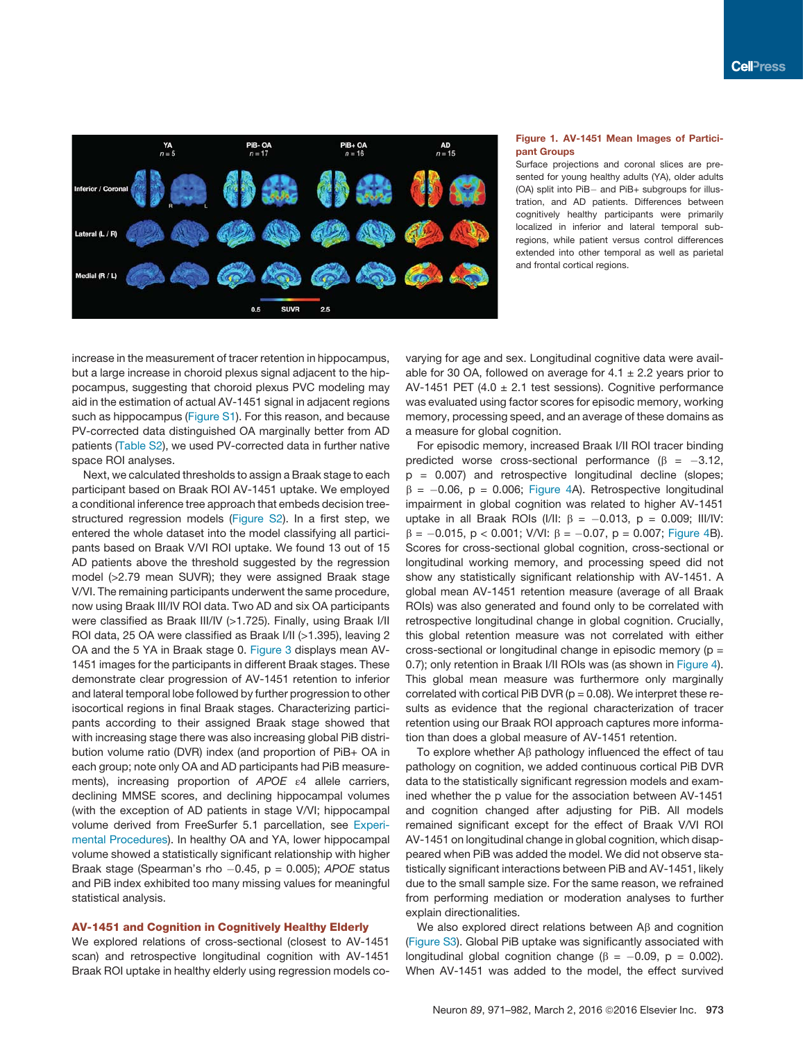**Figure 1. AV-1451 Mean Images of Participant Groups**

Surface projections and coronal slices are presented for young healthy adults (YA), older adults (OA) split into PiB− and PiB+ subgroups for illustration, and AD patients. Differences between cognitively healthy participants were primarily localized in inferior and lateral temporal subregions, while patient versus control differences extended into other temporal as well as parietal and frontal cortical regions.

increase in the measurement of tracer retention in hippocampus, but a large increase in choroid plexus signal adjacent to the hippocampus, suggesting that choroid plexus PVC modeling may aid in the estimation of actual AV-1451 signal in adjacent regions such as hippocampus (Figure S1). For this reason, and because PV-corrected data distinguished OA marginally better from AD patients (Table S2), we used PV-corrected data in further native space ROI analyses.

Next, we calculated thresholds to assign a Braak stage to each participant based on Braak ROI AV-1451 uptake. We employed a conditional inference tree approach that embeds decision tree-structured regression models (Figure S2). In a first step, we entered the whole dataset into the model classifying all participants based on Braak V/VI ROI uptake. We found 13 out of 15 AD patients above the threshold suggested by the regression model (>2.79 mean SUVR); they were assigned Braak stage V/VI. The remaining participants underwent the same procedure, now using Braak III/IV ROI data. Two AD and six OA participants were classified as Braak III/IV (>1.725). Finally, using Braak I/II ROI data, 25 OA were classified as Braak I/II (>1.395), leaving 2 OA and the 5 YA in Braak stage 0. Figure 3 displays mean AV-1451 images for the participants in different Braak stages. These demonstrate clear progression of AV-1451 retention to inferior and lateral temporal lobe followed by further progression to other isocortical regions in final Braak stages. Characterizing participants according to their assigned Braak stage showed that with increasing stage there was also increasing global PiB distribution volume ratio (DVR) index (and proportion of PiB+ OA in each group; note only OA and AD participants had PiB measurements), increasing proportion of *APOE* ε4 allele carriers, declining MMSE scores, and declining hippocampal volumes (with the exception of AD patients in stage V/VI; hippocampal volume derived from FreeSurfer 5.1 parcellation, see Experimental Procedures). In healthy OA and YA, lower hippocampal volume showed a statistically significant relationship with higher Braak stage (Spearman's rho −0.45, $p = 0.005$); *APOE* status and PiB index exhibited too many missing values for meaningful statistical analysis.

## AV-1451 and Cognition in Cognitively Healthy Elderly

We explored relations of cross-sectional (closest to AV-1451 scan) and retrospective longitudinal cognition with AV-1451 Braak ROI uptake in healthy elderly using regression models covarying for age and sex. Longitudinal cognitive data were available for 30 OA, followed on average for 4.1 ± 2.2 years prior to AV-1451 PET (4.0 ± 2.1 test sessions). Cognitive performance was evaluated using factor scores for episodic memory, working memory, processing speed, and an average of these domains as a measure for global cognition.

For episodic memory, increased Braak I/II ROI tracer binding predicted worse cross-sectional performance ($\beta = -3.12$, $p = 0.007$) and retrospective longitudinal decline (slopes; $\beta = -0.06$, $p = 0.006$; Figure 4A). Retrospective longitudinal impairment in global cognition was related to higher AV-1451 uptake in all Braak ROIs (I/II: $\beta = -0.013$, $p = 0.009$; III/IV: $\beta = -0.015$, $p < 0.001$; V/VI: $\beta = -0.07$, $p = 0.007$; Figure 4B). Scores for cross-sectional global cognition, cross-sectional or longitudinal working memory, and processing speed did not show any statistically significant relationship with AV-1451. A global mean AV-1451 retention measure (average of all Braak ROIs) was also generated and found only to be correlated with retrospective longitudinal change in global cognition. Crucially, this global retention measure was not correlated with either cross-sectional or longitudinal change in episodic memory ($p = 0.7$); only retention in Braak I/II ROIs was (as shown in Figure 4). This global mean measure was furthermore only marginally correlated with cortical PiB DVR ($p = 0.08$). We interpret these results as evidence that the regional characterization of tracer retention using our Braak ROI approach captures more information than does a global measure of AV-1451 retention.

To explore whether Aβ pathology influenced the effect of tau pathology on cognition, we added continuous cortical PiB DVR data to the statistically significant regression models and examined whether the p value for the association between AV-1451 and cognition changed after adjusting for PiB. All models remained significant except for the effect of Braak V/VI ROI AV-1451 on longitudinal change in global cognition, which disappeared when PiB was added the model. We did not observe statistically significant interactions between PiB and AV-1451, likely due to the small sample size. For the same reason, we refrained from performing mediation or moderation analyses to further explain directionalities.

We also explored direct relations between Aβ and cognition (Figure S3). Global PiB uptake was significantly associated with longitudinal global cognition change ($\beta = -0.09$, $p = 0.002$). When AV-1451 was added to the model, the effect survived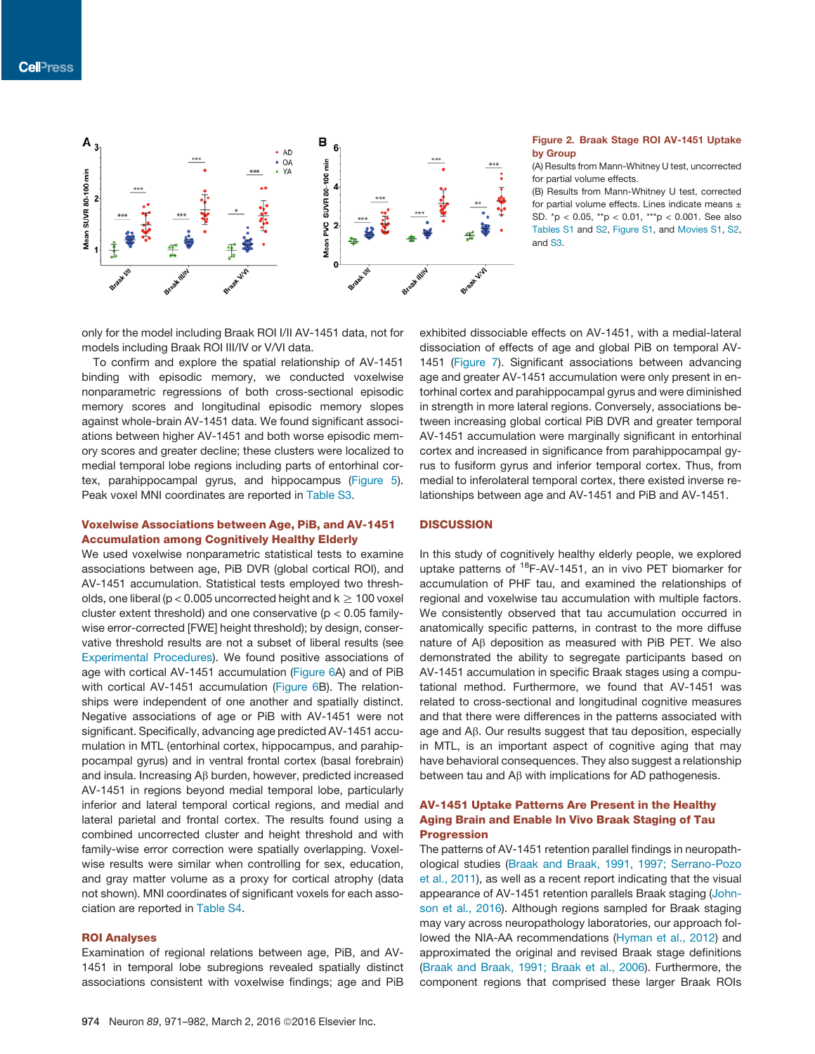Figure 2. Braak Stage ROI AV-1451 Uptake by Group

(A) Results from Mann-Whitney U test, uncorrected for partial volume effects.

(B) Results from Mann-Whitney U test, corrected for partial volume effects. Lines indicate means ± SD. *p < 0.05, **p < 0.01, ***p < 0.001. See also Tables S1 and S2, Figure S1, and Movies S1, S2, and S3.

only for the model including Braak ROI I/II AV-1451 data, not for models including Braak ROI III/IV or V/VI data.

To confirm and explore the spatial relationship of AV-1451 binding with episodic memory, we conducted voxelwise nonparametric regressions of both cross-sectional episodic memory scores and longitudinal episodic memory slopes against whole-brain AV-1451 data. We found significant associations between higher AV-1451 and both worse episodic memory scores and greater decline; these clusters were localized to medial temporal lobe regions including parts of entorhinal cortex, parahippocampal gyrus, and hippocampus (Figure 5). Peak voxel MNI coordinates are reported in Table S3.

## Voxelwise Associations between Age, PiB, and AV-1451 Accumulation among Cognitively Healthy Elderly

We used voxelwise nonparametric statistical tests to examine associations between age, PiB DVR (global cortical ROI), and AV-1451 accumulation. Statistical tests employed two thresholds, one liberal ($p < 0.005$ uncorrected height and $k \geq 100$ voxel cluster extent threshold) and one conservative ($p < 0.05$ family-wise error-corrected [FWE] height threshold); by design, conservative threshold results are not a subset of liberal results (see Experimental Procedures). We found positive associations of age with cortical AV-1451 accumulation (Figure 6A) and of PiB with cortical AV-1451 accumulation (Figure 6B). The relationships were independent of one another and spatially distinct. Negative associations of age or PiB with AV-1451 were not significant. Specifically, advancing age predicted AV-1451 accumulation in MTL (entorhinal cortex, hippocampus, and parahippocampal gyrus) and in ventral frontal cortex (basal forebrain) and insula. Increasing Aβ burden, however, predicted increased AV-1451 in regions beyond medial temporal lobe, particularly inferior and lateral temporal cortical regions, and medial and lateral parietal and frontal cortex. The results found using a combined uncorrected cluster and height threshold and with family-wise error correction were spatially overlapping. Voxelwise results were similar when controlling for sex, education, and gray matter volume as a proxy for cortical atrophy (data not shown). MNI coordinates of significant voxels for each association are reported in Table S4.

## ROI Analyses

Examination of regional relations between age, PiB, and AV-1451 in temporal lobe subregions revealed spatially distinct associations consistent with voxelwise findings; age and PiB exhibited dissociable effects on AV-1451, with a medial-lateral dissociation of effects of age and global PiB on temporal AV-1451 (Figure 7). Significant associations between advancing age and greater AV-1451 accumulation were only present in entorhinal cortex and parahippocampal gyrus and were diminished in strength in more lateral regions. Conversely, associations between increasing global cortical PiB DVR and greater temporal AV-1451 accumulation were marginally significant in entorhinal cortex and increased in significance from parahippocampal gyrus to fusiform gyrus and inferior temporal cortex. Thus, from medial to inferolateral temporal cortex, there existed inverse relationships between age and AV-1451 and PiB and AV-1451.

## DISCUSSION

In this study of cognitively healthy elderly people, we explored uptake patterns of $^{18}$F-AV-1451, an in vivo PET biomarker for accumulation of PHF tau, and examined the relationships of regional and voxelwise tau accumulation with multiple factors. We consistently observed that tau accumulation occurred in anatomically specific patterns, in contrast to the more diffuse nature of Aβ deposition as measured with PiB PET. We also demonstrated the ability to segregate participants based on AV-1451 accumulation in specific Braak stages using a computational method. Furthermore, we found that AV-1451 was related to cross-sectional and longitudinal cognitive measures and that there were differences in the patterns associated with age and Aβ. Our results suggest that tau deposition, especially in MTL, is an important aspect of cognitive aging that may have behavioral consequences. They also suggest a relationship between tau and Aβ with implications for AD pathogenesis.

## AV-1451 Uptake Patterns Are Present in the Healthy Aging Brain and Enable In Vivo Braak Staging of Tau Progression

The patterns of AV-1451 retention parallel findings in neuropathological studies (Braak and Braak, 1991, 1997; Serrano-Pozo et al., 2011), as well as a recent report indicating that the visual appearance of AV-1451 retention parallels Braak staging (Johnson et al., 2016). Although regions sampled for Braak staging may vary across neuropathology laboratories, our approach followed the NIA-AA recommendations (Hyman et al., 2012) and approximated the original and revised Braak stage definitions (Braak and Braak, 1991; Braak et al., 2006). Furthermore, the component regions that comprised these larger Braak ROIs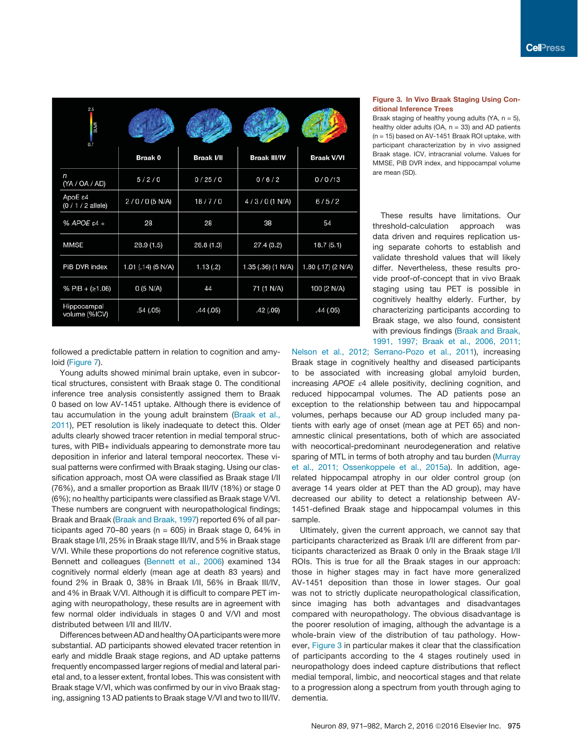| | Braak 0 | Braak I/II | Braak III/IV | Braak V/VI |
|---|---|---|---|---|
| *n* (YA / OA / AD) | 5 / 2 / 0 | 0 / 25 / 0 | 0 / 6 / 2 | 0 / 0 /13 |
| ApoE ε4 (0 / 1 / 2 allele) | 2 / 0 / 0 (5 N/A) | 18 / 7 / 0 | 4 / 3 / 0 (1 N/A) | 6 / 5 / 2 |
| % *APOE* ε4 + | 28 | 28 | 38 | 54 |
| MMSE | 29.9 (1.5) | 28.8 (1.3) | 27.4 (3.2) | 18.7 (5.1) |
| PiB DVR index | 1.01 (.14) (5 N/A) | 1.13 (.2) | 1.35 (.36) (1 N/A) | 1.80 (.17) (2 N/A) |
| % PiB + (≥1.06) | 0 (5 N/A) | 44 | 71 (1 N/A) | 100 (2 N/A) |
| Hippocampal volume (%ICV) | .54 (.05) | .44 (.05) | .42 (.09) | .44 (.05) |

**Figure 3. In Vivo Braak Staging Using Conditional Inference Trees**

Braak staging of healthy young adults (YA, n = 5), healthy older adults (OA, n = 33) and AD patients (n = 15) based on AV-1451 Braak ROI uptake, with participant characterization by in vivo assigned Braak stage. ICV, intracranial volume. Values for MMSE, PiB DVR index, and hippocampal volume are mean (SD).

followed a predictable pattern in relation to cognition and amyloid (Figure 7).

Young adults showed minimal brain uptake, even in subcortical structures, consistent with Braak stage 0. The conditional inference tree analysis consistently assigned them to Braak 0 based on low AV-1451 uptake. Although there is evidence of tau accumulation in the young adult brainstem (Braak et al., 2011), PET resolution is likely inadequate to detect this. Older adults clearly showed tracer retention in medial temporal structures, with PIB+ individuals appearing to demonstrate more tau deposition in inferior and lateral temporal neocortex. These visual patterns were confirmed with Braak staging. Using our classification approach, most OA were classified as Braak stage I/II (76%), and a smaller proportion as Braak III/IV (18%) or stage 0 (6%); no healthy participants were classified as Braak stage V/VI. These numbers are congruent with neuropathological findings; Braak and Braak (Braak and Braak, 1997) reported 6% of all participants aged 70–80 years (n = 605) in Braak stage 0, 64% in Braak stage I/II, 25% in Braak stage III/IV, and 5% in Braak stage V/VI. While these proportions do not reference cognitive status, Bennett and colleagues (Bennett et al., 2006) examined 134 cognitively normal elderly (mean age at death 83 years) and found 2% in Braak 0, 38% in Braak I/II, 56% in Braak III/IV, and 4% in Braak V/VI. Although it is difficult to compare PET imaging with neuropathology, these results are in agreement with few normal older individuals in stages 0 and V/VI and most distributed between I/II and III/IV.

Differences between AD and healthy OA participants were more substantial. AD participants showed elevated tracer retention in early and middle Braak stage regions, and AD uptake patterns frequently encompassed larger regions of medial and lateral parietal and, to a lesser extent, frontal lobes. This was consistent with Braak stage V/VI, which was confirmed by our in vivo Braak staging, assigning 13 AD patients to Braak stage V/VI and two to III/IV.

These results have limitations. Our threshold-calculation approach was data driven and requires replication using separate cohorts to establish and validate threshold values that will likely differ. Nevertheless, these results provide proof-of-concept that in vivo Braak staging using tau PET is possible in cognitively healthy elderly. Further, by characterizing participants according to Braak stage, we also found, consistent with previous findings (Braak and Braak, 1991, 1997; Braak et al., 2006, 2011; Nelson et al., 2012; Serrano-Pozo et al., 2011), increasing Braak stage in cognitively healthy and diseased participants to be associated with increasing global amyloid burden, increasing *APOE* ε4 allele positivity, declining cognition, and reduced hippocampal volumes. The AD patients pose an exception to the relationship between tau and hippocampal volumes, perhaps because our AD group included many patients with early age of onset (mean age at PET 65) and non-amnestic clinical presentations, both of which are associated with neocortical-predominant neurodegeneration and relative sparing of MTL in terms of both atrophy and tau burden (Murray et al., 2011; Ossenkoppele et al., 2015a). In addition, age-related hippocampal atrophy in our older control group (on average 14 years older at PET than the AD group), may have decreased our ability to detect a relationship between AV-1451-defined Braak stage and hippocampal volumes in this sample.

Ultimately, given the current approach, we cannot say that participants characterized as Braak I/II are different from participants characterized as Braak 0 only in the Braak stage I/II ROIs. This is true for all the Braak stages in our approach: those in higher stages may in fact have more generalized AV-1451 deposition than those in lower stages. Our goal was not to strictly duplicate neuropathological classification, since imaging has both advantages and disadvantages compared with neuropathology. The obvious disadvantage is the poorer resolution of imaging, although the advantage is a whole-brain view of the distribution of tau pathology. However, Figure 3 in particular makes it clear that the classification of participants according to the 4 stages routinely used in neuropathology does indeed capture distributions that reflect medial temporal, limbic, and neocortical stages and that relate to a progression along a spectrum from youth through aging to dementia.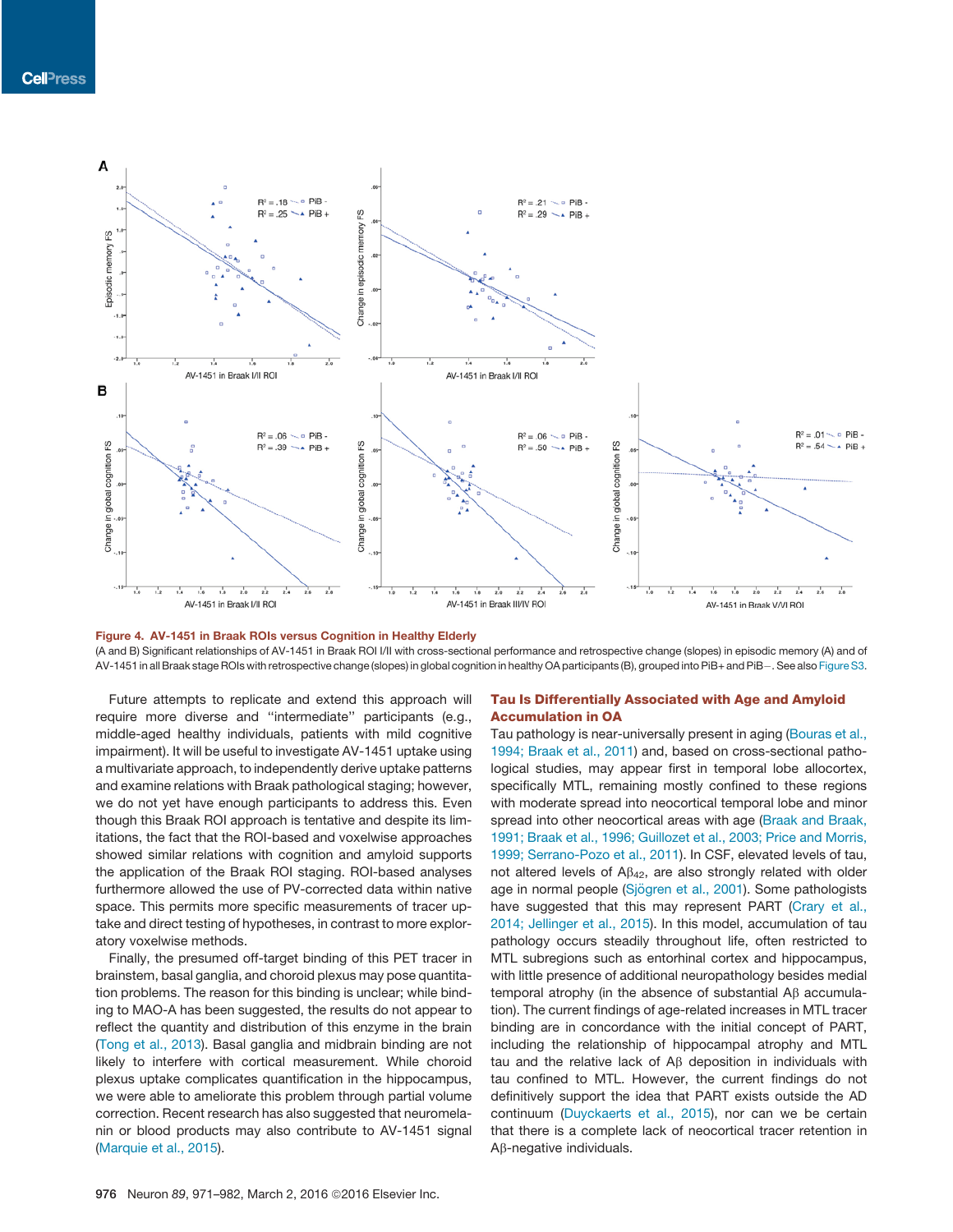**Figure 4. AV-1451 in Braak ROIs versus Cognition in Healthy Elderly**

(A and B) Significant relationships of AV-1451 in Braak ROI I/II with cross-sectional performance and retrospective change (slopes) in episodic memory (A) and of AV-1451 in all Braak stage ROIs with retrospective change (slopes) in global cognition in healthy OA participants (B), grouped into PiB+ and PiB−. See also Figure S3.

Future attempts to replicate and extend this approach will require more diverse and "intermediate" participants (e.g., middle-aged healthy individuals, patients with mild cognitive impairment). It will be useful to investigate AV-1451 uptake using a multivariate approach, to independently derive uptake patterns and examine relations with Braak pathological staging; however, we do not yet have enough participants to address this. Even though this Braak ROI approach is tentative and despite its limitations, the fact that the ROI-based and voxelwise approaches showed similar relations with cognition and amyloid supports the application of the Braak ROI staging. ROI-based analyses furthermore allowed the use of PV-corrected data within native space. This permits more specific measurements of tracer uptake and direct testing of hypotheses, in contrast to more exploratory voxelwise methods.

Finally, the presumed off-target binding of this PET tracer in brainstem, basal ganglia, and choroid plexus may pose quantitation problems. The reason for this binding is unclear; while binding to MAO-A has been suggested, the results do not appear to reflect the quantity and distribution of this enzyme in the brain (Tong et al., 2013). Basal ganglia and midbrain binding are not likely to interfere with cortical measurement. While choroid plexus uptake complicates quantification in the hippocampus, we were able to ameliorate this problem through partial volume correction. Recent research has also suggested that neuromelanin or blood products may also contribute to AV-1451 signal (Marquie et al., 2015).

## Tau Is Differentially Associated with Age and Amyloid Accumulation in OA

Tau pathology is near-universally present in aging (Bouras et al., 1994; Braak et al., 2011) and, based on cross-sectional pathological studies, may appear first in temporal lobe allocortex, specifically MTL, remaining mostly confined to these regions with moderate spread into neocortical temporal lobe and minor spread into other neocortical areas with age (Braak and Braak, 1991; Braak et al., 1996; Guillozet et al., 2003; Price and Morris, 1999; Serrano-Pozo et al., 2011). In CSF, elevated levels of tau, not altered levels of A$\beta_{42}$, are also strongly related with older age in normal people (Sjögren et al., 2001). Some pathologists have suggested that this may represent PART (Crary et al., 2014; Jellinger et al., 2015). In this model, accumulation of tau pathology occurs steadily throughout life, often restricted to MTL subregions such as entorhinal cortex and hippocampus, with little presence of additional neuropathology besides medial temporal atrophy (in the absence of substantial Aβ accumulation). The current findings of age-related increases in MTL tracer binding are in concordance with the initial concept of PART, including the relationship of hippocampal atrophy and MTL tau and the relative lack of Aβ deposition in individuals with tau confined to MTL. However, the current findings do not definitively support the idea that PART exists outside the AD continuum (Duyckaerts et al., 2015), nor can we be certain that there is a complete lack of neocortical tracer retention in Aβ-negative individuals.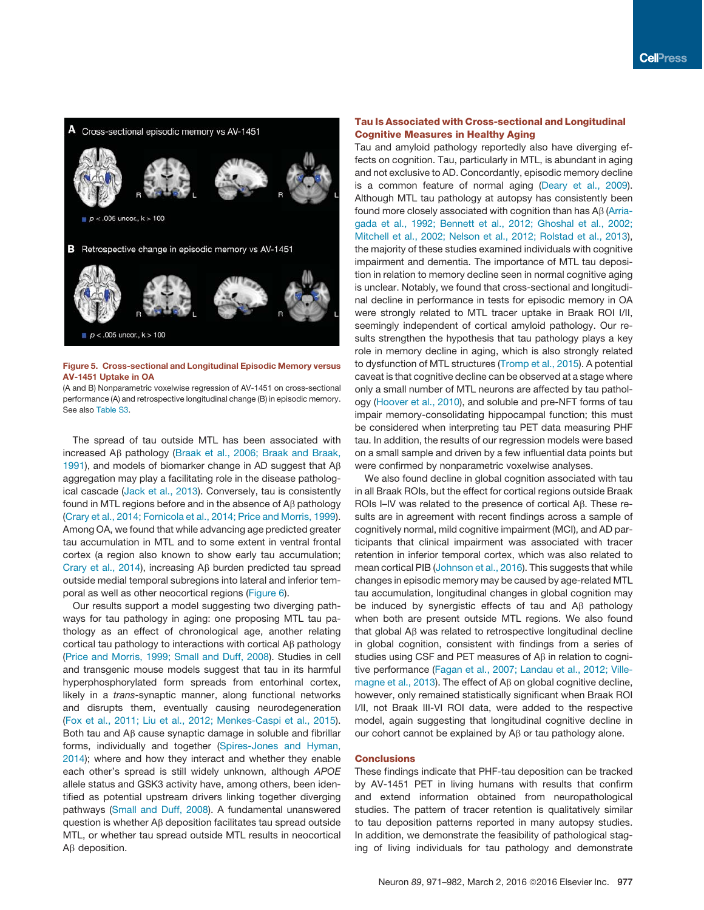Figure 5. Cross-sectional and Longitudinal Episodic Memory versus AV-1451 Uptake in OA

(A and B) Nonparametric voxelwise regression of AV-1451 on cross-sectional performance (A) and retrospective longitudinal change (B) in episodic memory. See also Table S3.

The spread of tau outside MTL has been associated with increased Aβ pathology (Braak et al., 2006; Braak and Braak, 1991), and models of biomarker change in AD suggest that Aβ aggregation may play a facilitating role in the disease pathological cascade (Jack et al., 2013). Conversely, tau is consistently found in MTL regions before and in the absence of Aβ pathology (Crary et al., 2014; Fornicola et al., 2014; Price and Morris, 1999). Among OA, we found that while advancing age predicted greater tau accumulation in MTL and to some extent in ventral frontal cortex (a region also known to show early tau accumulation; Crary et al., 2014), increasing Aβ burden predicted tau spread outside medial temporal subregions into lateral and inferior temporal as well as other neocortical regions (Figure 6).

Our results support a model suggesting two diverging pathways for tau pathology in aging: one proposing MTL tau pathology as an effect of chronological age, another relating cortical tau pathology to interactions with cortical Aβ pathology (Price and Morris, 1999; Small and Duff, 2008). Studies in cell and transgenic mouse models suggest that tau in its harmful hyperphosphorylated form spreads from entorhinal cortex, likely in a *trans*-synaptic manner, along functional networks and disrupts them, eventually causing neurodegeneration (Fox et al., 2011; Liu et al., 2012; Menkes-Caspi et al., 2015). Both tau and Aβ cause synaptic damage in soluble and fibrillar forms, individually and together (Spires-Jones and Hyman, 2014); where and how they interact and whether they enable each other's spread is still widely unknown, although *APOE* allele status and GSK3 activity have, among others, been identified as potential upstream drivers linking together diverging pathways (Small and Duff, 2008). A fundamental unanswered question is whether Aβ deposition facilitates tau spread outside MTL, or whether tau spread outside MTL results in neocortical Aβ deposition.

## Tau Is Associated with Cross-sectional and Longitudinal Cognitive Measures in Healthy Aging

Tau and amyloid pathology reportedly also have diverging effects on cognition. Tau, particularly in MTL, is abundant in aging and not exclusive to AD. Concordantly, episodic memory decline is a common feature of normal aging (Deary et al., 2009). Although MTL tau pathology at autopsy has consistently been found more closely associated with cognition than has Aβ (Arriagada et al., 1992; Bennett et al., 2012; Ghoshal et al., 2002; Mitchell et al., 2002; Nelson et al., 2012; Rolstad et al., 2013), the majority of these studies examined individuals with cognitive impairment and dementia. The importance of MTL tau deposition in relation to memory decline seen in normal cognitive aging is unclear. Notably, we found that cross-sectional and longitudinal decline in performance in tests for episodic memory in OA were strongly related to MTL tracer uptake in Braak ROI I/II, seemingly independent of cortical amyloid pathology. Our results strengthen the hypothesis that tau pathology plays a key role in memory decline in aging, which is also strongly related to dysfunction of MTL structures (Tromp et al., 2015). A potential caveat is that cognitive decline can be observed at a stage where only a small number of MTL neurons are affected by tau pathology (Hoover et al., 2010), and soluble and pre-NFT forms of tau impair memory-consolidating hippocampal function; this must be considered when interpreting tau PET data measuring PHF tau. In addition, the results of our regression models were based on a small sample and driven by a few influential data points but were confirmed by nonparametric voxelwise analyses.

We also found decline in global cognition associated with tau in all Braak ROIs, but the effect for cortical regions outside Braak ROIs I–IV was related to the presence of cortical Aβ. These results are in agreement with recent findings across a sample of cognitively normal, mild cognitive impairment (MCI), and AD participants that clinical impairment was associated with tracer retention in inferior temporal cortex, which was also related to mean cortical PIB (Johnson et al., 2016). This suggests that while changes in episodic memory may be caused by age-related MTL tau accumulation, longitudinal changes in global cognition may be induced by synergistic effects of tau and Aβ pathology when both are present outside MTL regions. We also found that global Aβ was related to retrospective longitudinal decline in global cognition, consistent with findings from a series of studies using CSF and PET measures of Aβ in relation to cognitive performance (Fagan et al., 2007; Landau et al., 2012; Villemagne et al., 2013). The effect of Aβ on global cognitive decline, however, only remained statistically significant when Braak ROI I/II, not Braak III-VI ROI data, were added to the respective model, again suggesting that longitudinal cognitive decline in our cohort cannot be explained by Aβ or tau pathology alone.

## Conclusions

These findings indicate that PHF-tau deposition can be tracked by AV-1451 PET in living humans with results that confirm and extend information obtained from neuropathological studies. The pattern of tracer retention is qualitatively similar to tau deposition patterns reported in many autopsy studies. In addition, we demonstrate the feasibility of pathological staging of living individuals for tau pathology and demonstrate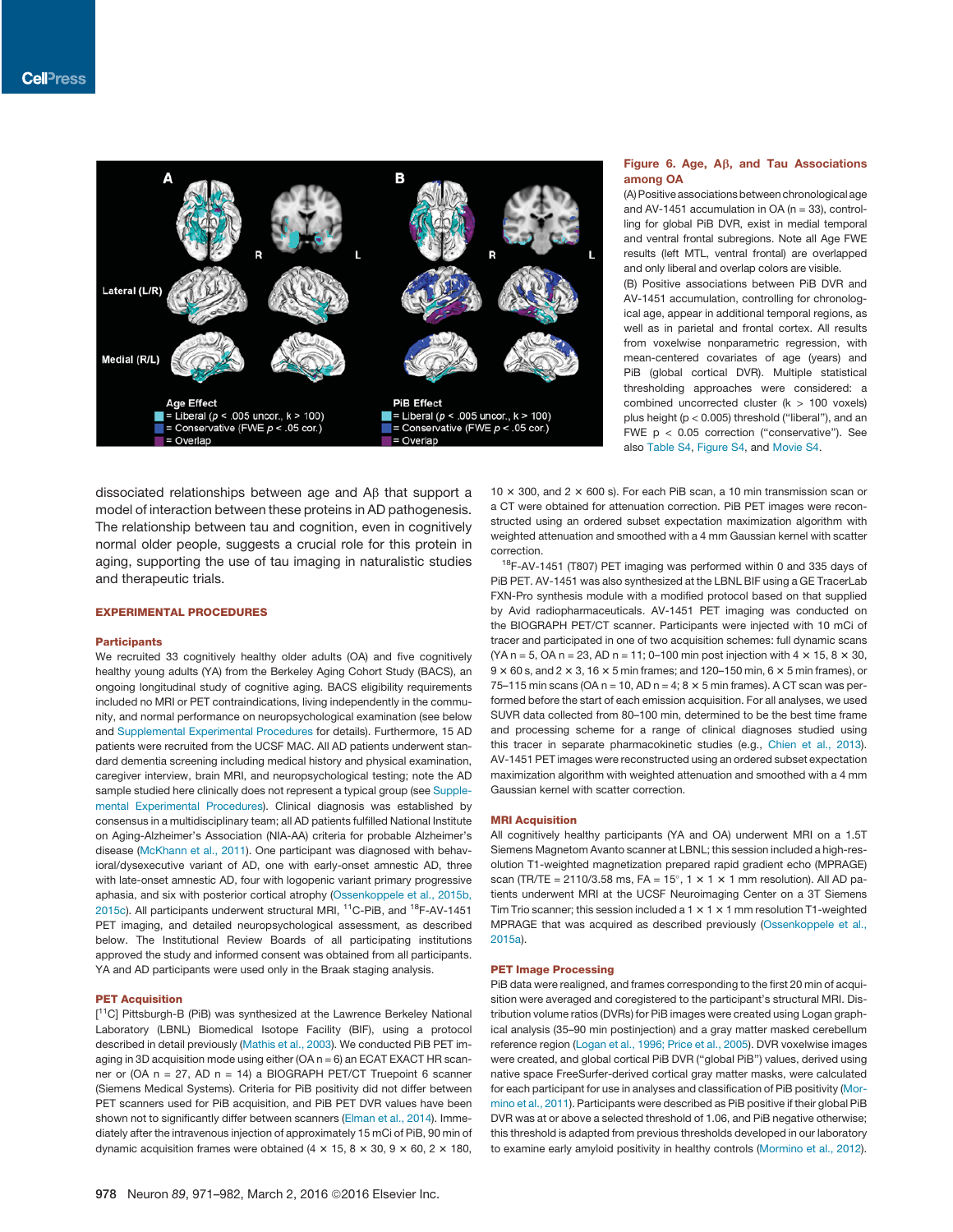**Figure 6. Age, Aβ, and Tau Associations among OA**

(A) Positive associations between chronological age and AV-1451 accumulation in OA (n = 33), controlling for global PiB DVR, exist in medial temporal and ventral frontal subregions. Note all Age FWE results (left MTL, ventral frontal) are overlapped and only liberal and overlap colors are visible.

(B) Positive associations between PiB DVR and AV-1451 accumulation, controlling for chronological age, appear in additional temporal regions, as well as in parietal and frontal cortex. All results from voxelwise nonparametric regression, with mean-centered covariates of age (years) and PiB (global cortical DVR). Multiple statistical thresholding approaches were considered: a combined uncorrected cluster (k > 100 voxels) plus height (p < 0.005) threshold ("liberal"), and an FWE p < 0.05 correction ("conservative"). See also Table S4, Figure S4, and Movie S4.

dissociated relationships between age and Aβ that support a model of interaction between these proteins in AD pathogenesis. The relationship between tau and cognition, even in cognitively normal older people, suggests a crucial role for this protein in aging, supporting the use of tau imaging in naturalistic studies and therapeutic trials.

## EXPERIMENTAL PROCEDURES

### Participants

We recruited 33 cognitively healthy older adults (OA) and five cognitively healthy young adults (YA) from the Berkeley Aging Cohort Study (BACS), an ongoing longitudinal study of cognitive aging. BACS eligibility requirements included no MRI or PET contraindications, living independently in the community, and normal performance on neuropsychological examination (see below and Supplemental Experimental Procedures for details). Furthermore, 15 AD patients were recruited from the UCSF MAC. All AD patients underwent standard dementia screening including medical history and physical examination, caregiver interview, brain MRI, and neuropsychological testing; note the AD sample studied here clinically does not represent a typical group (see Supplemental Experimental Procedures). Clinical diagnosis was established by consensus in a multidisciplinary team; all AD patients fulfilled National Institute on Aging-Alzheimer's Association (NIA-AA) criteria for probable Alzheimer's disease (McKhann et al., 2011). One participant was diagnosed with behavioral/dysexecutive variant of AD, one with early-onset amnestic AD, three with late-onset amnestic AD, four with logopenic variant primary progressive aphasia, and six with posterior cortical atrophy (Ossenkoppele et al., 2015b, 2015c). All participants underwent structural MRI, $^{11}$C-PiB, and $^{18}$F-AV-1451 PET imaging, and detailed neuropsychological assessment, as described below. The Institutional Review Boards of all participating institutions approved the study and informed consent was obtained from all participants. YA and AD participants were used only in the Braak staging analysis.

### PET Acquisition

[$^{11}$C] Pittsburgh-B (PiB) was synthesized at the Lawrence Berkeley National Laboratory (LBNL) Biomedical Isotope Facility (BIF), using a protocol described in detail previously (Mathis et al., 2003). We conducted PiB PET imaging in 3D acquisition mode using either (OA n = 6) an ECAT EXACT HR scanner or (OA n = 27, AD n = 14) a BIOGRAPH PET/CT Truepoint 6 scanner (Siemens Medical Systems). Criteria for PiB positivity did not differ between PET scanners used for PiB acquisition, and PiB PET DVR values have been shown not to significantly differ between scanners (Elman et al., 2014). Immediately after the intravenous injection of approximately 15 mCi of PiB, 90 min of dynamic acquisition frames were obtained (4 × 15, 8 × 30, 9 × 60, 2 × 180, 10 × 300, and 2 × 600 s). For each PiB scan, a 10 min transmission scan or a CT were obtained for attenuation correction. PiB PET images were reconstructed using an ordered subset expectation maximization algorithm with weighted attenuation and smoothed with a 4 mm Gaussian kernel with scatter correction.

$^{18}$F-AV-1451 (T807) PET imaging was performed within 0 and 335 days of PiB PET. AV-1451 was also synthesized at the LBNL BIF using a GE TracerLab FXN-Pro synthesis module with a modified protocol based on that supplied by Avid radiopharmaceuticals. AV-1451 PET imaging was conducted on the BIOGRAPH PET/CT scanner. Participants were injected with 10 mCi of tracer and participated in one of two acquisition schemes: full dynamic scans (YA n = 5, OA n = 23, AD n = 11; 0–100 min post injection with 4 × 15, 8 × 30, 9 × 60 s, and 2 × 3, 16 × 5 min frames; and 120–150 min, 6 × 5 min frames), or 75–115 min scans (OA n = 10, AD n = 4; 8 × 5 min frames). A CT scan was performed before the start of each emission acquisition. For all analyses, we used SUVR data collected from 80–100 min, determined to be the best time frame and processing scheme for a range of clinical diagnoses studied using this tracer in separate pharmacokinetic studies (e.g., Chien et al., 2013). AV-1451 PET images were reconstructed using an ordered subset expectation maximization algorithm with weighted attenuation and smoothed with a 4 mm Gaussian kernel with scatter correction.

### MRI Acquisition

All cognitively healthy participants (YA and OA) underwent MRI on a 1.5T Siemens Magnetom Avanto scanner at LBNL; this session included a high-resolution T1-weighted magnetization prepared rapid gradient echo (MPRAGE) scan (TR/TE = 2110/3.58 ms, FA = 15°, 1 × 1 × 1 mm resolution). All AD patients underwent MRI at the UCSF Neuroimaging Center on a 3T Siemens Tim Trio scanner; this session included a 1 × 1 × 1 mm resolution T1-weighted MPRAGE that was acquired as described previously (Ossenkoppele et al., 2015a).

### PET Image Processing

PiB data were realigned, and frames corresponding to the first 20 min of acquisition were averaged and coregistered to the participant's structural MRI. Distribution volume ratios (DVRs) for PiB images were created using Logan graphical analysis (35–90 min postinjection) and a gray matter masked cerebellum reference region (Logan et al., 1996; Price et al., 2005). DVR voxelwise images were created, and global cortical PiB DVR ("global PiB") values, derived using native space FreeSurfer-derived cortical gray matter masks, were calculated for each participant for use in analyses and classification of PiB positivity (Mormino et al., 2011). Participants were described as PiB positive if their global PiB DVR was at or above a selected threshold of 1.06, and PiB negative otherwise; this threshold is adapted from previous thresholds developed in our laboratory to examine early amyloid positivity in healthy controls (Mormino et al., 2012).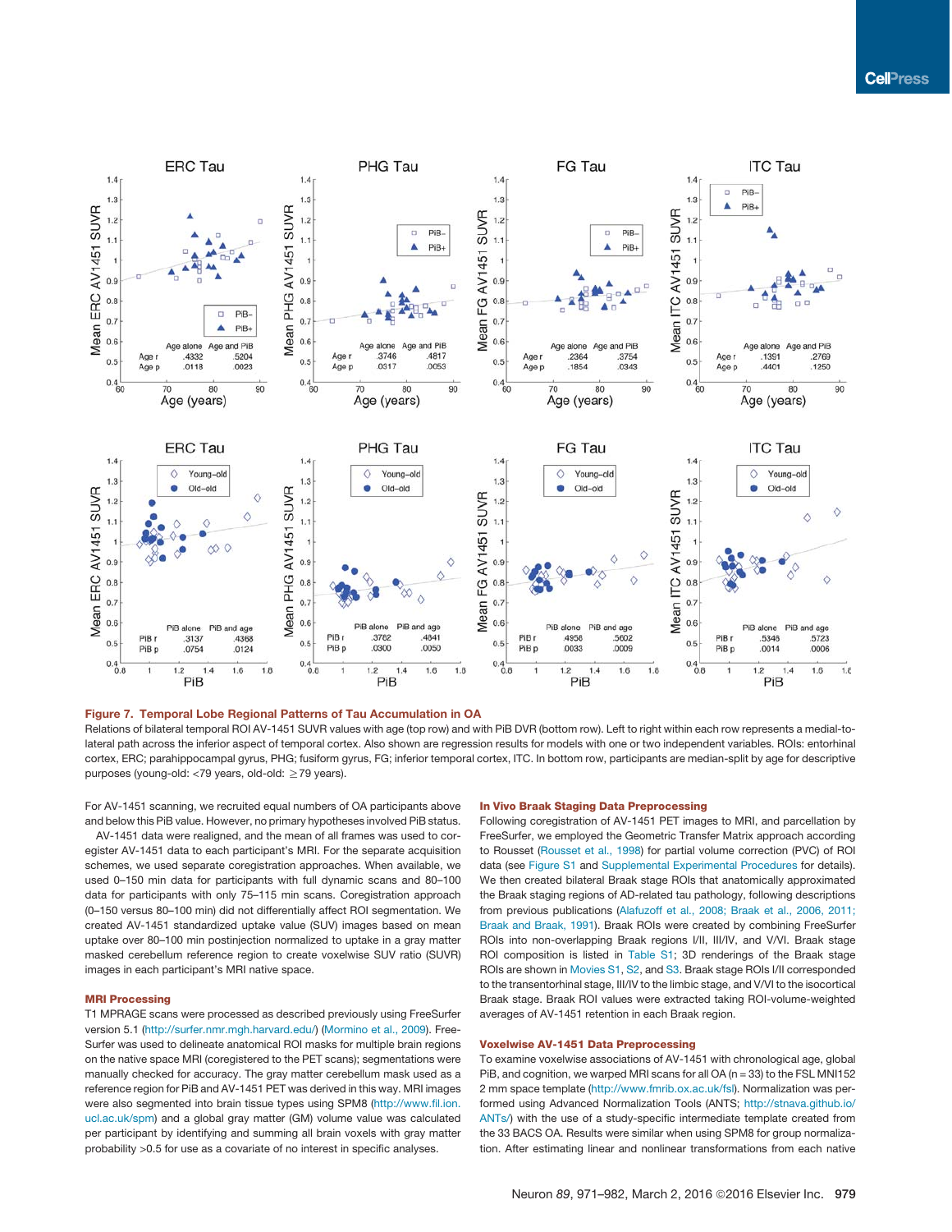**Figure 7. Temporal Lobe Regional Patterns of Tau Accumulation in OA**

Relations of bilateral temporal ROI AV-1451 SUVR values with age (top row) and with PiB DVR (bottom row). Left to right within each row represents a medial-to-lateral path across the inferior aspect of temporal cortex. Also shown are regression results for models with one or two independent variables. ROIs: entorhinal cortex, ERC; parahippocampal gyrus, PHG; fusiform gyrus, FG; inferior temporal cortex, ITC. In bottom row, participants are median-split by age for descriptive purposes (young-old: <79 years, old-old: ≥79 years).

For AV-1451 scanning, we recruited equal numbers of OA participants above and below this PiB value. However, no primary hypotheses involved PiB status.

AV-1451 data were realigned, and the mean of all frames was used to coregister AV-1451 data to each participant's MRI. For the separate acquisition schemes, we used separate coregistration approaches. When available, we used 0–150 min data for participants with full dynamic scans and 80–100 data for participants with only 75–115 min scans. Coregistration approach (0–150 versus 80–100 min) did not differentially affect ROI segmentation. We created AV-1451 standardized uptake value (SUV) images based on mean uptake over 80–100 min postinjection normalized to uptake in a gray matter masked cerebellum reference region to create voxelwise SUV ratio (SUVR) images in each participant's MRI native space.

### MRI Processing

T1 MPRAGE scans were processed as described previously using FreeSurfer version 5.1 (http://surfer.nmr.mgh.harvard.edu/) (Mormino et al., 2009). FreeSurfer was used to delineate anatomical ROI masks for multiple brain regions on the native space MRI (coregistered to the PET scans); segmentations were manually checked for accuracy. The gray matter cerebellum mask used as a reference region for PiB and AV-1451 PET was derived in this way. MRI images were also segmented into brain tissue types using SPM8 (http://www.fil.ion.ucl.ac.uk/spm) and a global gray matter (GM) volume value was calculated per participant by identifying and summing all brain voxels with gray matter probability >0.5 for use as a covariate of no interest in specific analyses.

### In Vivo Braak Staging Data Preprocessing

Following coregistration of AV-1451 PET images to MRI, and parcellation by FreeSurfer, we employed the Geometric Transfer Matrix approach according to Rousset (Rousset et al., 1998) for partial volume correction (PVC) of ROI data (see Figure S1 and Supplemental Experimental Procedures for details). We then created bilateral Braak stage ROIs that anatomically approximated the Braak staging regions of AD-related tau pathology, following descriptions from previous publications (Alafuzoff et al., 2008; Braak et al., 2006, 2011; Braak and Braak, 1991). Braak ROIs were created by combining FreeSurfer ROIs into non-overlapping Braak regions I/II, III/IV, and V/VI. Braak stage ROI composition is listed in Table S1; 3D renderings of the Braak stage ROIs are shown in Movies S1, S2, and S3. Braak stage ROIs I/II corresponded to the transentorhinal stage, III/IV to the limbic stage, and V/VI to the isocortical Braak stage. Braak ROI values were extracted taking ROI-volume-weighted averages of AV-1451 retention in each Braak region.

### Voxelwise AV-1451 Data Preprocessing

To examine voxelwise associations of AV-1451 with chronological age, global PiB, and cognition, we warped MRI scans for all OA (n = 33) to the FSL MNI152 2 mm space template (http://www.fmrib.ox.ac.uk/fsl). Normalization was performed using Advanced Normalization Tools (ANTS; http://stnava.github.io/ANTs/) with the use of a study-specific intermediate template created from the 33 BACS OA. Results were similar when using SPM8 for group normalization. After estimating linear and nonlinear transformations from each native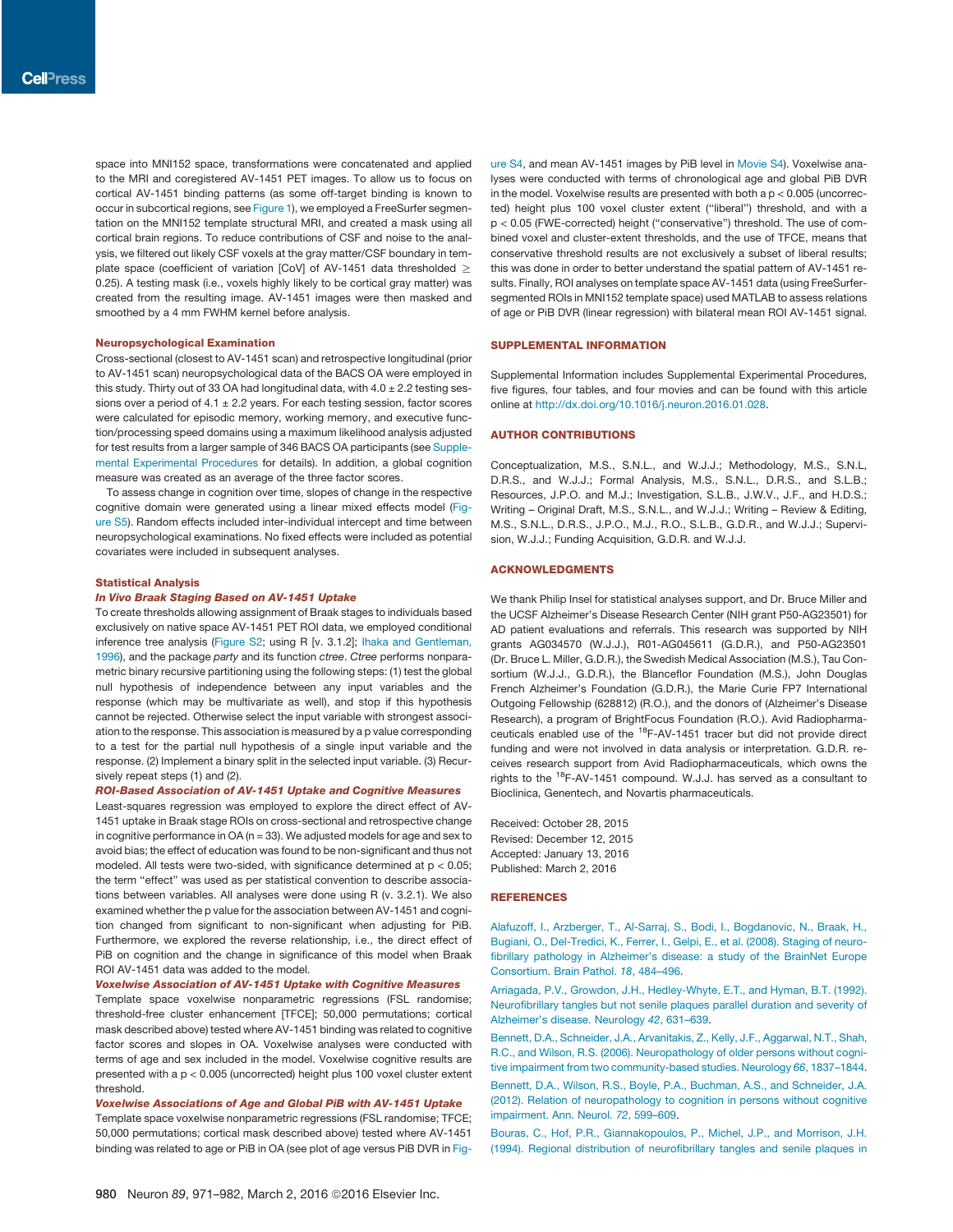space into MNI152 space, transformations were concatenated and applied to the MRI and coregistered AV-1451 PET images. To allow us to focus on cortical AV-1451 binding patterns (as some off-target binding is known to occur in subcortical regions, see Figure 1), we employed a FreeSurfer segmentation on the MNI152 template structural MRI, and created a mask using all cortical brain regions. To reduce contributions of CSF and noise to the analysis, we filtered out likely CSF voxels at the gray matter/CSF boundary in template space (coefficient of variation [CoV] of AV-1451 data thresholded ≥ 0.25). A testing mask (i.e., voxels highly likely to be cortical gray matter) was created from the resulting image. AV-1451 images were then masked and smoothed by a 4 mm FWHM kernel before analysis.

### Neuropsychological Examination

Cross-sectional (closest to AV-1451 scan) and retrospective longitudinal (prior to AV-1451 scan) neuropsychological data of the BACS OA were employed in this study. Thirty out of 33 OA had longitudinal data, with 4.0 ± 2.2 testing sessions over a period of 4.1 ± 2.2 years. For each testing session, factor scores were calculated for episodic memory, working memory, and executive function/processing speed domains using a maximum likelihood analysis adjusted for test results from a larger sample of 346 BACS OA participants (see Supplemental Experimental Procedures for details). In addition, a global cognition measure was created as an average of the three factor scores.

To assess change in cognition over time, slopes of change in the respective cognitive domain were generated using a linear mixed effects model (Figure S5). Random effects included inter-individual intercept and time between neuropsychological examinations. No fixed effects were included as potential covariates were included in subsequent analyses.

### Statistical Analysis

#### *In Vivo Braak Staging Based on AV-1451 Uptake*

To create thresholds allowing assignment of Braak stages to individuals based exclusively on native space AV-1451 PET ROI data, we employed conditional inference tree analysis (Figure S2; using R [v. 3.1.2]; Ihaka and Gentleman, 1996), and the package *party* and its function *ctree*. *Ctree* performs nonparametric binary recursive partitioning using the following steps: (1) test the global null hypothesis of independence between any input variables and the response (which may be multivariate as well), and stop if this hypothesis cannot be rejected. Otherwise select the input variable with strongest association to the response. This association is measured by a p value corresponding to a test for the partial null hypothesis of a single input variable and the response. (2) Implement a binary split in the selected input variable. (3) Recursively repeat steps (1) and (2).

#### *ROI-Based Association of AV-1451 Uptake and Cognitive Measures*

Least-squares regression was employed to explore the direct effect of AV-1451 uptake in Braak stage ROIs on cross-sectional and retrospective change in cognitive performance in OA (n = 33). We adjusted models for age and sex to avoid bias; the effect of education was found to be non-significant and thus not modeled. All tests were two-sided, with significance determined at $p < 0.05$; the term "effect" was used as per statistical convention to describe associations between variables. All analyses were done using R (v. 3.2.1). We also examined whether the p value for the association between AV-1451 and cognition changed from significant to non-significant when adjusting for PiB. Furthermore, we explored the reverse relationship, i.e., the direct effect of PiB on cognition and the change in significance of this model when Braak ROI AV-1451 data was added to the model.

#### *Voxelwise Association of AV-1451 Uptake with Cognitive Measures*

Template space voxelwise nonparametric regressions (FSL randomise; threshold-free cluster enhancement [TFCE]; 50,000 permutations; cortical mask described above) tested where AV-1451 binding was related to cognitive factor scores and slopes in OA. Voxelwise analyses were conducted with terms of age and sex included in the model. Voxelwise cognitive results are presented with a $p < 0.005$ (uncorrected) height plus 100 voxel cluster extent threshold.

#### *Voxelwise Associations of Age and Global PiB with AV-1451 Uptake*

Template space voxelwise nonparametric regressions (FSL randomise; TFCE; 50,000 permutations; cortical mask described above) tested where AV-1451 binding was related to age or PiB in OA (see plot of age versus PiB DVR in Figure S4, and mean AV-1451 images by PiB level in Movie S4). Voxelwise analyses were conducted with terms of chronological age and global PiB DVR in the model. Voxelwise results are presented with both a $p < 0.005$ (uncorrected) height plus 100 voxel cluster extent ("liberal") threshold, and with a $p < 0.05$ (FWE-corrected) height ("conservative") threshold. The use of combined voxel and cluster-extent thresholds, and the use of TFCE, means that conservative threshold results are not exclusively a subset of liberal results; this was done in order to better understand the spatial pattern of AV-1451 results. Finally, ROI analyses on template space AV-1451 data (using FreeSurfer-segmented ROIs in MNI152 template space) used MATLAB to assess relations of age or PiB DVR (linear regression) with bilateral mean ROI AV-1451 signal.

## SUPPLEMENTAL INFORMATION

Supplemental Information includes Supplemental Experimental Procedures, five figures, four tables, and four movies and can be found with this article online at http://dx.doi.org/10.1016/j.neuron.2016.01.028.

## AUTHOR CONTRIBUTIONS

Conceptualization, M.S., S.N.L., and W.J.J.; Methodology, M.S., S.N.L, D.R.S., and W.J.J.; Formal Analysis, M.S., S.N.L., D.R.S., and S.L.B.; Resources, J.P.O. and M.J.; Investigation, S.L.B., J.W.V., J.F., and H.D.S.; Writing – Original Draft, M.S., S.N.L., and W.J.J.; Writing – Review & Editing, M.S., S.N.L., D.R.S., J.P.O., M.J., R.O., S.L.B., G.D.R., and W.J.J.; Supervision, W.J.J.; Funding Acquisition, G.D.R. and W.J.J.

## ACKNOWLEDGMENTS

We thank Philip Insel for statistical analyses support, and Dr. Bruce Miller and the UCSF Alzheimer's Disease Research Center (NIH grant P50-AG23501) for AD patient evaluations and referrals. This research was supported by NIH grants AG034570 (W.J.J.), R01-AG045611 (G.D.R.), and P50-AG23501 (Dr. Bruce L. Miller, G.D.R.), the Swedish Medical Association (M.S.), Tau Consortium (W.J.J., G.D.R.), the Blanceflor Foundation (M.S.), John Douglas French Alzheimer's Foundation (G.D.R.), the Marie Curie FP7 International Outgoing Fellowship (628812) (R.O.), and the donors of (Alzheimer's Disease Research), a program of BrightFocus Foundation (R.O.). Avid Radiopharmaceuticals enabled use of the $^{18}$F-AV-1451 tracer but did not provide direct funding and were not involved in data analysis or interpretation. G.D.R. receives research support from Avid Radiopharmaceuticals, which owns the rights to the $^{18}$F-AV-1451 compound. W.J.J. has served as a consultant to Bioclinica, Genentech, and Novartis pharmaceuticals.

Received: October 28, 2015
Revised: December 12, 2015
Accepted: January 13, 2016
Published: March 2, 2016

## REFERENCES

Alafuzoff, I., Arzberger, T., Al-Sarraj, S., Bodi, I., Bogdanovic, N., Braak, H., Bugiani, O., Del-Tredici, K., Ferrer, I., Gelpi, E., et al. (2008). Staging of neurofibrillary pathology in Alzheimer's disease: a study of the BrainNet Europe Consortium. Brain Pathol. *18*, 484–496.

Arriagada, P.V., Growdon, J.H., Hedley-Whyte, E.T., and Hyman, B.T. (1992). Neurofibrillary tangles but not senile plaques parallel duration and severity of Alzheimer's disease. Neurology *42*, 631–639.

Bennett, D.A., Schneider, J.A., Arvanitakis, Z., Kelly, J.F., Aggarwal, N.T., Shah, R.C., and Wilson, R.S. (2006). Neuropathology of older persons without cognitive impairment from two community-based studies. Neurology *66*, 1837–1844.

Bennett, D.A., Wilson, R.S., Boyle, P.A., Buchman, A.S., and Schneider, J.A. (2012). Relation of neuropathology to cognition in persons without cognitive impairment. Ann. Neurol. *72*, 599–609.

Bouras, C., Hof, P.R., Giannakopoulos, P., Michel, J.P., and Morrison, J.H. (1994). Regional distribution of neurofibrillary tangles and senile plaques in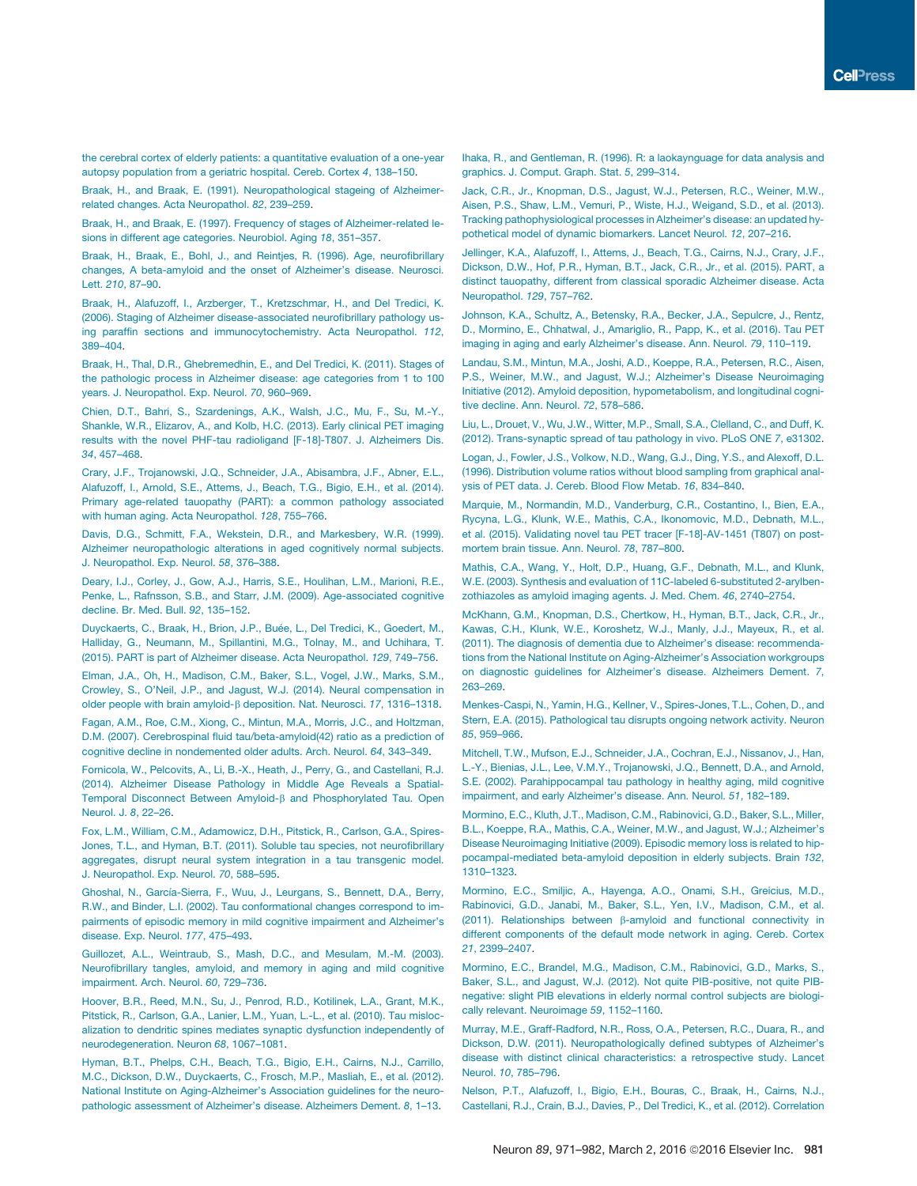the cerebral cortex of elderly patients: a quantitative evaluation of a one-year autopsy population from a geriatric hospital. Cereb. Cortex *4*, 138–150.

Braak, H., and Braak, E. (1991). Neuropathological stageing of Alzheimer-related changes. Acta Neuropathol. *82*, 239–259.

Braak, H., and Braak, E. (1997). Frequency of stages of Alzheimer-related lesions in different age categories. Neurobiol. Aging *18*, 351–357.

Braak, H., Braak, E., Bohl, J., and Reintjes, R. (1996). Age, neurofibrillary changes, A beta-amyloid and the onset of Alzheimer's disease. Neurosci. Lett. *210*, 87–90.

Braak, H., Alafuzoff, I., Arzberger, T., Kretzschmar, H., and Del Tredici, K. (2006). Staging of Alzheimer disease-associated neurofibrillary pathology using paraffin sections and immunocytochemistry. Acta Neuropathol. *112*, 389–404.

Braak, H., Thal, D.R., Ghebremedhin, E., and Del Tredici, K. (2011). Stages of the pathologic process in Alzheimer disease: age categories from 1 to 100 years. J. Neuropathol. Exp. Neurol. *70*, 960–969.

Chien, D.T., Bahri, S., Szardenings, A.K., Walsh, J.C., Mu, F., Su, M.-Y., Shankle, W.R., Elizarov, A., and Kolb, H.C. (2013). Early clinical PET imaging results with the novel PHF-tau radioligand [F-18]-T807. J. Alzheimers Dis. *34*, 457–468.

Crary, J.F., Trojanowski, J.Q., Schneider, J.A., Abisambra, J.F., Abner, E.L., Alafuzoff, I., Arnold, S.E., Attems, J., Beach, T.G., Bigio, E.H., et al. (2014). Primary age-related tauopathy (PART): a common pathology associated with human aging. Acta Neuropathol. *128*, 755–766.

Davis, D.G., Schmitt, F.A., Wekstein, D.R., and Markesbery, W.R. (1999). Alzheimer neuropathologic alterations in aged cognitively normal subjects. J. Neuropathol. Exp. Neurol. *58*, 376–388.

Deary, I.J., Corley, J., Gow, A.J., Harris, S.E., Houlihan, L.M., Marioni, R.E., Penke, L., Rafnsson, S.B., and Starr, J.M. (2009). Age-associated cognitive decline. Br. Med. Bull. *92*, 135–152.

Duyckaerts, C., Braak, H., Brion, J.P., Buée, L., Del Tredici, K., Goedert, M., Halliday, G., Neumann, M., Spillantini, M.G., Tolnay, M., and Uchihara, T. (2015). PART is part of Alzheimer disease. Acta Neuropathol. *129*, 749–756.

Elman, J.A., Oh, H., Madison, C.M., Baker, S.L., Vogel, J.W., Marks, S.M., Crowley, S., O'Neil, J.P., and Jagust, W.J. (2014). Neural compensation in older people with brain amyloid-β deposition. Nat. Neurosci. *17*, 1316–1318.

Fagan, A.M., Roe, C.M., Xiong, C., Mintun, M.A., Morris, J.C., and Holtzman, D.M. (2007). Cerebrospinal fluid tau/beta-amyloid(42) ratio as a prediction of cognitive decline in nondemented older adults. Arch. Neurol. *64*, 343–349.

Fornicola, W., Pelcovits, A., Li, B.-X., Heath, J., Perry, G., and Castellani, R.J. (2014). Alzheimer Disease Pathology in Middle Age Reveals a Spatial-Temporal Disconnect Between Amyloid-β and Phosphorylated Tau. Open Neurol. J. *8*, 22–26.

Fox, L.M., William, C.M., Adamowicz, D.H., Pitstick, R., Carlson, G.A., Spires-Jones, T.L., and Hyman, B.T. (2011). Soluble tau species, not neurofibrillary aggregates, disrupt neural system integration in a tau transgenic model. J. Neuropathol. Exp. Neurol. *70*, 588–595.

Ghoshal, N., García-Sierra, F., Wuu, J., Leurgans, S., Bennett, D.A., Berry, R.W., and Binder, L.I. (2002). Tau conformational changes correspond to impairments of episodic memory in mild cognitive impairment and Alzheimer's disease. Exp. Neurol. *177*, 475–493.

Guillozet, A.L., Weintraub, S., Mash, D.C., and Mesulam, M.-M. (2003). Neurofibrillary tangles, amyloid, and memory in aging and mild cognitive impairment. Arch. Neurol. *60*, 729–736.

Hoover, B.R., Reed, M.N., Su, J., Penrod, R.D., Kotilinek, L.A., Grant, M.K., Pitstick, R., Carlson, G.A., Lanier, L.M., Yuan, L.-L., et al. (2010). Tau mislocalization to dendritic spines mediates synaptic dysfunction independently of neurodegeneration. Neuron *68*, 1067–1081.

Hyman, B.T., Phelps, C.H., Beach, T.G., Bigio, E.H., Cairns, N.J., Carrillo, M.C., Dickson, D.W., Duyckaerts, C., Frosch, M.P., Masliah, E., et al. (2012). National Institute on Aging-Alzheimer's Association guidelines for the neuropathologic assessment of Alzheimer's disease. Alzheimers Dement. *8*, 1–13.

Ihaka, R., and Gentleman, R. (1996). R: a laokaynguage for data analysis and graphics. J. Comput. Graph. Stat. *5*, 299–314.

Jack, C.R., Jr., Knopman, D.S., Jagust, W.J., Petersen, R.C., Weiner, M.W., Aisen, P.S., Shaw, L.M., Vemuri, P., Wiste, H.J., Weigand, S.D., et al. (2013). Tracking pathophysiological processes in Alzheimer's disease: an updated hypothetical model of dynamic biomarkers. Lancet Neurol. *12*, 207–216.

Jellinger, K.A., Alafuzoff, I., Attems, J., Beach, T.G., Cairns, N.J., Crary, J.F., Dickson, D.W., Hof, P.R., Hyman, B.T., Jack, C.R., Jr., et al. (2015). PART, a distinct tauopathy, different from classical sporadic Alzheimer disease. Acta Neuropathol. *129*, 757–762.

Johnson, K.A., Schultz, A., Betensky, R.A., Becker, J.A., Sepulcre, J., Rentz, D., Mormino, E., Chhatwal, J., Amariglio, R., Papp, K., et al. (2016). Tau PET imaging in aging and early Alzheimer's disease. Ann. Neurol. *79*, 110–119.

Landau, S.M., Mintun, M.A., Joshi, A.D., Koeppe, R.A., Petersen, R.C., Aisen, P.S., Weiner, M.W., and Jagust, W.J.; Alzheimer's Disease Neuroimaging Initiative (2012). Amyloid deposition, hypometabolism, and longitudinal cognitive decline. Ann. Neurol. *72*, 578–586.

Liu, L., Drouet, V., Wu, J.W., Witter, M.P., Small, S.A., Clelland, C., and Duff, K. (2012). Trans-synaptic spread of tau pathology in vivo. PLoS ONE *7*, e31302.

Logan, J., Fowler, J.S., Volkow, N.D., Wang, G.J., Ding, Y.S., and Alexoff, D.L. (1996). Distribution volume ratios without blood sampling from graphical analysis of PET data. J. Cereb. Blood Flow Metab. *16*, 834–840.

Marquie, M., Normandin, M.D., Vanderburg, C.R., Costantino, I., Bien, E.A., Rycyna, L.G., Klunk, W.E., Mathis, C.A., Ikonomovic, M.D., Debnath, M.L., et al. (2015). Validating novel tau PET tracer [F-18]-AV-1451 (T807) on postmortem brain tissue. Ann. Neurol. *78*, 787–800.

Mathis, C.A., Wang, Y., Holt, D.P., Huang, G.F., Debnath, M.L., and Klunk, W.E. (2003). Synthesis and evaluation of 11C-labeled 6-substituted 2-arylbenzothiazoles as amyloid imaging agents. J. Med. Chem. *46*, 2740–2754.

McKhann, G.M., Knopman, D.S., Chertkow, H., Hyman, B.T., Jack, C.R., Jr., Kawas, C.H., Klunk, W.E., Koroshetz, W.J., Manly, J.J., Mayeux, R., et al. (2011). The diagnosis of dementia due to Alzheimer's disease: recommendations from the National Institute on Aging-Alzheimer's Association workgroups on diagnostic guidelines for Alzheimer's disease. Alzheimers Dement. *7*, 263–269.

Menkes-Caspi, N., Yamin, H.G., Kellner, V., Spires-Jones, T.L., Cohen, D., and Stern, E.A. (2015). Pathological tau disrupts ongoing network activity. Neuron *85*, 959–966.

Mitchell, T.W., Mufson, E.J., Schneider, J.A., Cochran, E.J., Nissanov, J., Han, L.-Y., Bienias, J.L., Lee, V.M.Y., Trojanowski, J.Q., Bennett, D.A., and Arnold, S.E. (2002). Parahippocampal tau pathology in healthy aging, mild cognitive impairment, and early Alzheimer's disease. Ann. Neurol. *51*, 182–189.

Mormino, E.C., Kluth, J.T., Madison, C.M., Rabinovici, G.D., Baker, S.L., Miller, B.L., Koeppe, R.A., Mathis, C.A., Weiner, M.W., and Jagust, W.J.; Alzheimer's Disease Neuroimaging Initiative (2009). Episodic memory loss is related to hippocampal-mediated beta-amyloid deposition in elderly subjects. Brain *132*, 1310–1323.

Mormino, E.C., Smiljic, A., Hayenga, A.O., Onami, S.H., Greicius, M.D., Rabinovici, G.D., Janabi, M., Baker, S.L., Yen, I.V., Madison, C.M., et al. (2011). Relationships between β-amyloid and functional connectivity in different components of the default mode network in aging. Cereb. Cortex *21*, 2399–2407.

Mormino, E.C., Brandel, M.G., Madison, C.M., Rabinovici, G.D., Marks, S., Baker, S.L., and Jagust, W.J. (2012). Not quite PIB-positive, not quite PIB-negative: slight PIB elevations in elderly normal control subjects are biologically relevant. Neuroimage *59*, 1152–1160.

Murray, M.E., Graff-Radford, N.R., Ross, O.A., Petersen, R.C., Duara, R., and Dickson, D.W. (2011). Neuropathologically defined subtypes of Alzheimer's disease with distinct clinical characteristics: a retrospective study. Lancet Neurol. *10*, 785–796.

Nelson, P.T., Alafuzoff, I., Bigio, E.H., Bouras, C., Braak, H., Cairns, N.J., Castellani, R.J., Crain, B.J., Davies, P., Del Tredici, K., et al. (2012). Correlation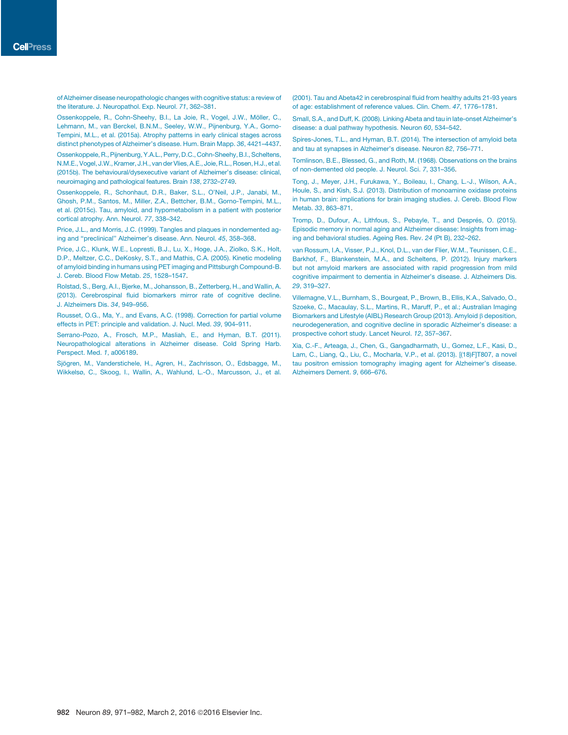of Alzheimer disease neuropathologic changes with cognitive status: a review of the literature. J. Neuropathol. Exp. Neurol. *71*, 362–381.

Ossenkoppele, R., Cohn-Sheehy, B.I., La Joie, R., Vogel, J.W., Möller, C., Lehmann, M., van Berckel, B.N.M., Seeley, W.W., Pijnenburg, Y.A., Gorno-Tempini, M.L., et al. (2015a). Atrophy patterns in early clinical stages across distinct phenotypes of Alzheimer's disease. Hum. Brain Mapp. *36*, 4421–4437.

Ossenkoppele, R., Pijnenburg, Y.A.L., Perry, D.C., Cohn-Sheehy, B.I., Scheltens, N.M.E., Vogel, J.W., Kramer, J.H., van der Vlies, A.E., Joie, R.L., Rosen, H.J., et al. (2015b). The behavioural/dysexecutive variant of Alzheimer's disease: clinical, neuroimaging and pathological features. Brain *138*, 2732–2749.

Ossenkoppele, R., Schonhaut, D.R., Baker, S.L., O'Neil, J.P., Janabi, M., Ghosh, P.M., Santos, M., Miller, Z.A., Bettcher, B.M., Gorno-Tempini, M.L., et al. (2015c). Tau, amyloid, and hypometabolism in a patient with posterior cortical atrophy. Ann. Neurol. *77*, 338–342.

Price, J.L., and Morris, J.C. (1999). Tangles and plaques in nondemented aging and "preclinical" Alzheimer's disease. Ann. Neurol. *45*, 358–368.

Price, J.C., Klunk, W.E., Lopresti, B.J., Lu, X., Hoge, J.A., Ziolko, S.K., Holt, D.P., Meltzer, C.C., DeKosky, S.T., and Mathis, C.A. (2005). Kinetic modeling of amyloid binding in humans using PET imaging and Pittsburgh Compound-B. J. Cereb. Blood Flow Metab. *25*, 1528–1547.

Rolstad, S., Berg, A.I., Bjerke, M., Johansson, B., Zetterberg, H., and Wallin, A. (2013). Cerebrospinal fluid biomarkers mirror rate of cognitive decline. J. Alzheimers Dis. *34*, 949–956.

Rousset, O.G., Ma, Y., and Evans, A.C. (1998). Correction for partial volume effects in PET: principle and validation. J. Nucl. Med. *39*, 904–911.

Serrano-Pozo, A., Frosch, M.P., Masliah, E., and Hyman, B.T. (2011). Neuropathological alterations in Alzheimer disease. Cold Spring Harb. Perspect. Med. *1*, a006189.

Sjögren, M., Vanderstichele, H., Agren, H., Zachrisson, O., Edsbagge, M., Wikkelsø, C., Skoog, I., Wallin, A., Wahlund, L.-O., Marcusson, J., et al. (2001). Tau and Abeta42 in cerebrospinal fluid from healthy adults 21-93 years of age: establishment of reference values. Clin. Chem. *47*, 1776–1781.

Small, S.A., and Duff, K. (2008). Linking Abeta and tau in late-onset Alzheimer's disease: a dual pathway hypothesis. Neuron *60*, 534–542.

Spires-Jones, T.L., and Hyman, B.T. (2014). The intersection of amyloid beta and tau at synapses in Alzheimer's disease. Neuron *82*, 756–771.

Tomlinson, B.E., Blessed, G., and Roth, M. (1968). Observations on the brains of non-demented old people. J. Neurol. Sci. *7*, 331–356.

Tong, J., Meyer, J.H., Furukawa, Y., Boileau, I., Chang, L.-J., Wilson, A.A., Houle, S., and Kish, S.J. (2013). Distribution of monoamine oxidase proteins in human brain: implications for brain imaging studies. J. Cereb. Blood Flow Metab. *33*, 863–871.

Tromp, D., Dufour, A., Lithfous, S., Pebayle, T., and Després, O. (2015). Episodic memory in normal aging and Alzheimer disease: Insights from imaging and behavioral studies. Ageing Res. Rev. *24* (Pt B), 232–262.

van Rossum, I.A., Visser, P.J., Knol, D.L., van der Flier, W.M., Teunissen, C.E., Barkhof, F., Blankenstein, M.A., and Scheltens, P. (2012). Injury markers but not amyloid markers are associated with rapid progression from mild cognitive impairment to dementia in Alzheimer's disease. J. Alzheimers Dis. *29*, 319–327.

Villemagne, V.L., Burnham, S., Bourgeat, P., Brown, B., Ellis, K.A., Salvado, O., Szoeke, C., Macaulay, S.L., Martins, R., Maruff, P., et al.; Australian Imaging Biomarkers and Lifestyle (AIBL) Research Group (2013). Amyloid β deposition, neurodegeneration, and cognitive decline in sporadic Alzheimer's disease: a prospective cohort study. Lancet Neurol. *12*, 357–367.

Xia, C.-F., Arteaga, J., Chen, G., Gangadharmath, U., Gomez, L.F., Kasi, D., Lam, C., Liang, Q., Liu, C., Mocharla, V.P., et al. (2013). [(18)F]T807, a novel tau positron emission tomography imaging agent for Alzheimer's disease. Alzheimers Dement. *9*, 666–676.